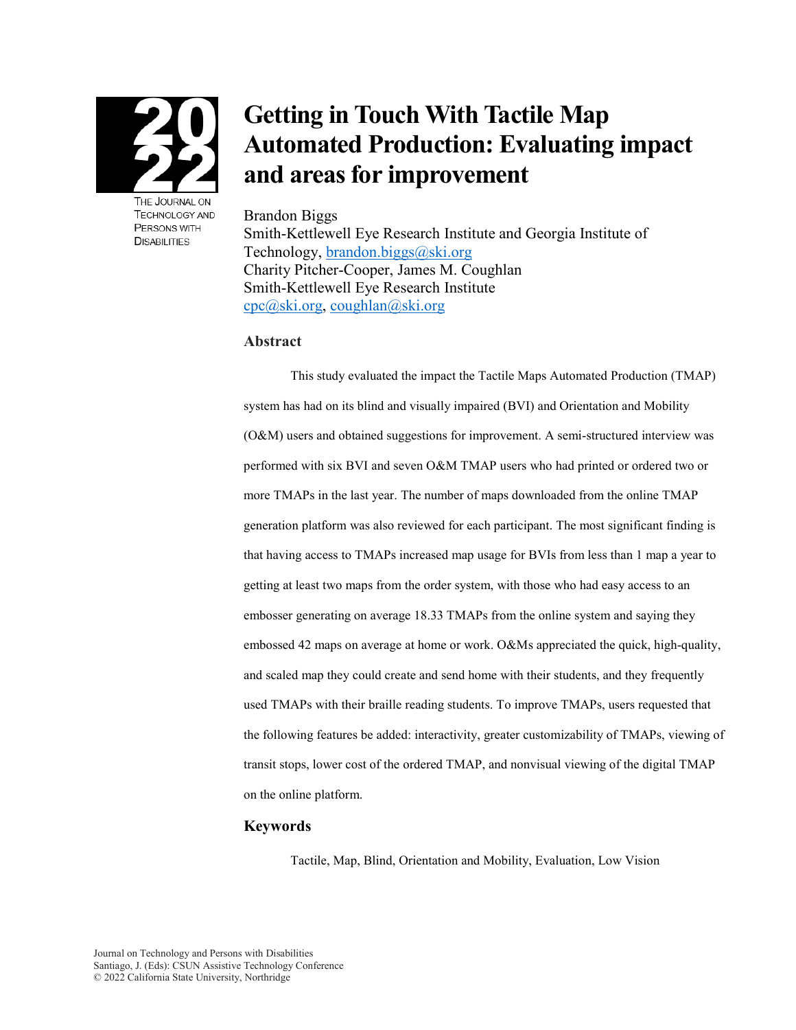# Getting in Touch With Tactile Map Automated Production: Evaluating impact and areas for improvement

Brandon Biggs
Smith-Kettlewell Eye Research Institute and Georgia Institute of Technology, brandon.biggs@ski.org
Charity Pitcher-Cooper, James M. Coughlan
Smith-Kettlewell Eye Research Institute
cpc@ski.org, coughlan@ski.org

## Abstract

This study evaluated the impact the Tactile Maps Automated Production (TMAP) system has had on its blind and visually impaired (BVI) and Orientation and Mobility (O&M) users and obtained suggestions for improvement. A semi-structured interview was performed with six BVI and seven O&M TMAP users who had printed or ordered two or more TMAPs in the last year. The number of maps downloaded from the online TMAP generation platform was also reviewed for each participant. The most significant finding is that having access to TMAPs increased map usage for BVIs from less than 1 map a year to getting at least two maps from the order system, with those who had easy access to an embosser generating on average 18.33 TMAPs from the online system and saying they embossed 42 maps on average at home or work. O&Ms appreciated the quick, high-quality, and scaled map they could create and send home with their students, and they frequently used TMAPs with their braille reading students. To improve TMAPs, users requested that the following features be added: interactivity, greater customizability of TMAPs, viewing of transit stops, lower cost of the ordered TMAP, and nonvisual viewing of the digital TMAP on the online platform.

## Keywords

Tactile, Map, Blind, Orientation and Mobility, Evaluation, Low Vision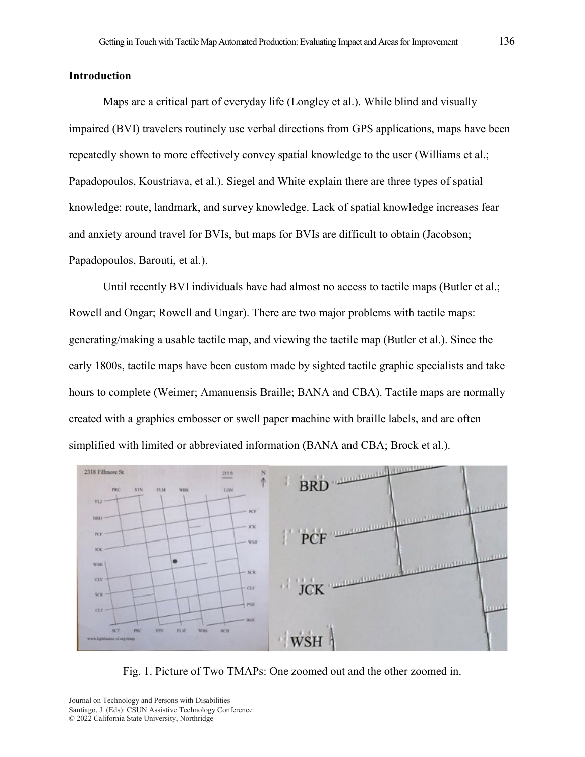## Introduction

Maps are a critical part of everyday life (Longley et al.). While blind and visually impaired (BVI) travelers routinely use verbal directions from GPS applications, maps have been repeatedly shown to more effectively convey spatial knowledge to the user (Williams et al.; Papadopoulos, Koustriava, et al.). Siegel and White explain there are three types of spatial knowledge: route, landmark, and survey knowledge. Lack of spatial knowledge increases fear and anxiety around travel for BVIs, but maps for BVIs are difficult to obtain (Jacobson; Papadopoulos, Barouti, et al.).

Until recently BVI individuals have had almost no access to tactile maps (Butler et al.; Rowell and Ongar; Rowell and Ungar). There are two major problems with tactile maps: generating/making a usable tactile map, and viewing the tactile map (Butler et al.). Since the early 1800s, tactile maps have been custom made by sighted tactile graphic specialists and take hours to complete (Weimer; Amanuensis Braille; BANA and CBA). Tactile maps are normally created with a graphics embosser or swell paper machine with braille labels, and are often simplified with limited or abbreviated information (BANA and CBA; Brock et al.).

Fig. 1. Picture of Two TMAPs: One zoomed out and the other zoomed in.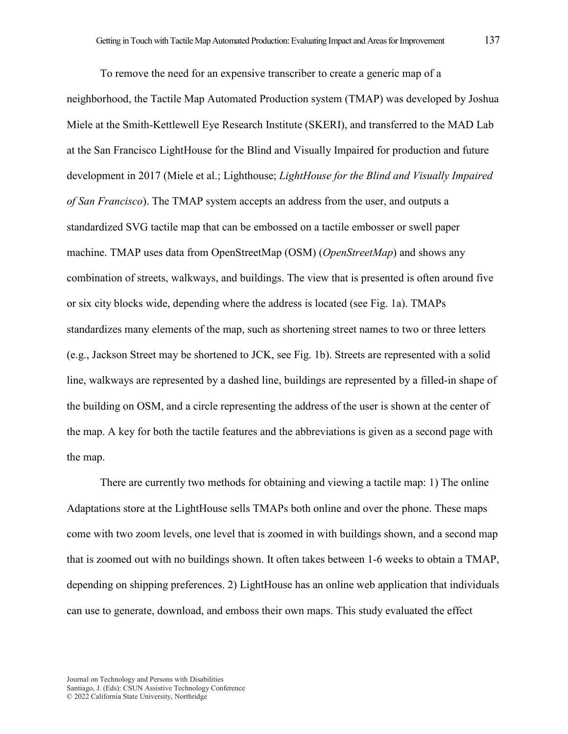To remove the need for an expensive transcriber to create a generic map of a neighborhood, the Tactile Map Automated Production system (TMAP) was developed by Joshua Miele at the Smith-Kettlewell Eye Research Institute (SKERI), and transferred to the MAD Lab at the San Francisco LightHouse for the Blind and Visually Impaired for production and future development in 2017 (Miele et al.; Lighthouse; *LightHouse for the Blind and Visually Impaired of San Francisco*). The TMAP system accepts an address from the user, and outputs a standardized SVG tactile map that can be embossed on a tactile embosser or swell paper machine. TMAP uses data from OpenStreetMap (OSM) (*OpenStreetMap*) and shows any combination of streets, walkways, and buildings. The view that is presented is often around five or six city blocks wide, depending where the address is located (see Fig. 1a). TMAPs standardizes many elements of the map, such as shortening street names to two or three letters (e.g., Jackson Street may be shortened to JCK, see Fig. 1b). Streets are represented with a solid line, walkways are represented by a dashed line, buildings are represented by a filled-in shape of the building on OSM, and a circle representing the address of the user is shown at the center of the map. A key for both the tactile features and the abbreviations is given as a second page with the map.

There are currently two methods for obtaining and viewing a tactile map: 1) The online Adaptations store at the LightHouse sells TMAPs both online and over the phone. These maps come with two zoom levels, one level that is zoomed in with buildings shown, and a second map that is zoomed out with no buildings shown. It often takes between 1-6 weeks to obtain a TMAP, depending on shipping preferences. 2) LightHouse has an online web application that individuals can use to generate, download, and emboss their own maps. This study evaluated the effect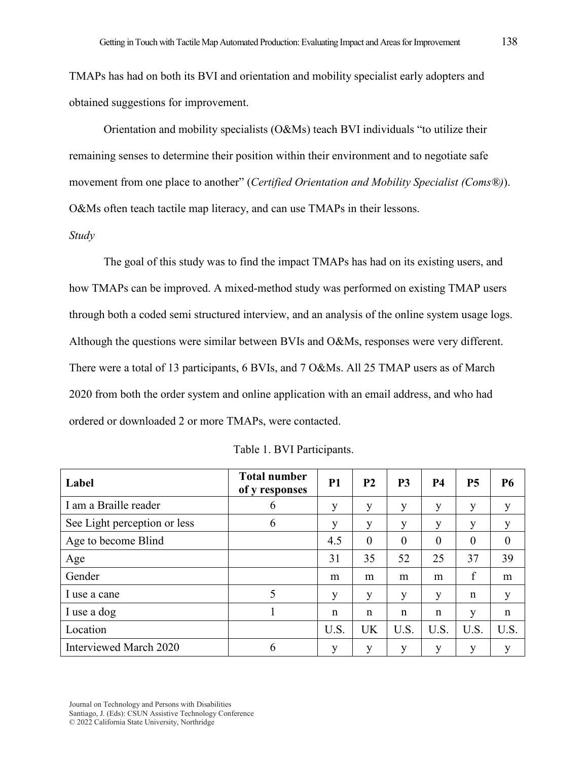TMAPs has had on both its BVI and orientation and mobility specialist early adopters and obtained suggestions for improvement.

Orientation and mobility specialists (O&Ms) teach BVI individuals "to utilize their remaining senses to determine their position within their environment and to negotiate safe movement from one place to another" (*Certified Orientation and Mobility Specialist (Coms®)*). O&Ms often teach tactile map literacy, and can use TMAPs in their lessons.

*Study*

The goal of this study was to find the impact TMAPs has had on its existing users, and how TMAPs can be improved. A mixed-method study was performed on existing TMAP users through both a coded semi structured interview, and an analysis of the online system usage logs. Although the questions were similar between BVIs and O&Ms, responses were very different. There were a total of 13 participants, 6 BVIs, and 7 O&Ms. All 25 TMAP users as of March 2020 from both the order system and online application with an email address, and who had ordered or downloaded 2 or more TMAPs, were contacted.

Table 1. BVI Participants.

| Label | Total number of y responses | P1 | P2 | P3 | P4 | P5 | P6 |
|---|---|---|---|---|---|---|---|
| I am a Braille reader | 6 | y | y | y | y | y | y |
| See Light perception or less | 6 | y | y | y | y | y | y |
| Age to become Blind | | 4.5 | 0 | 0 | 0 | 0 | 0 |
| Age | | 31 | 35 | 52 | 25 | 37 | 39 |
| Gender | | m | m | m | m | f | m |
| I use a cane | 5 | y | y | y | y | n | y |
| I use a dog | 1 | n | n | n | n | y | n |
| Location | | U.S. | UK | U.S. | U.S. | U.S. | U.S. |
| Interviewed March 2020 | 6 | y | y | y | y | y | y |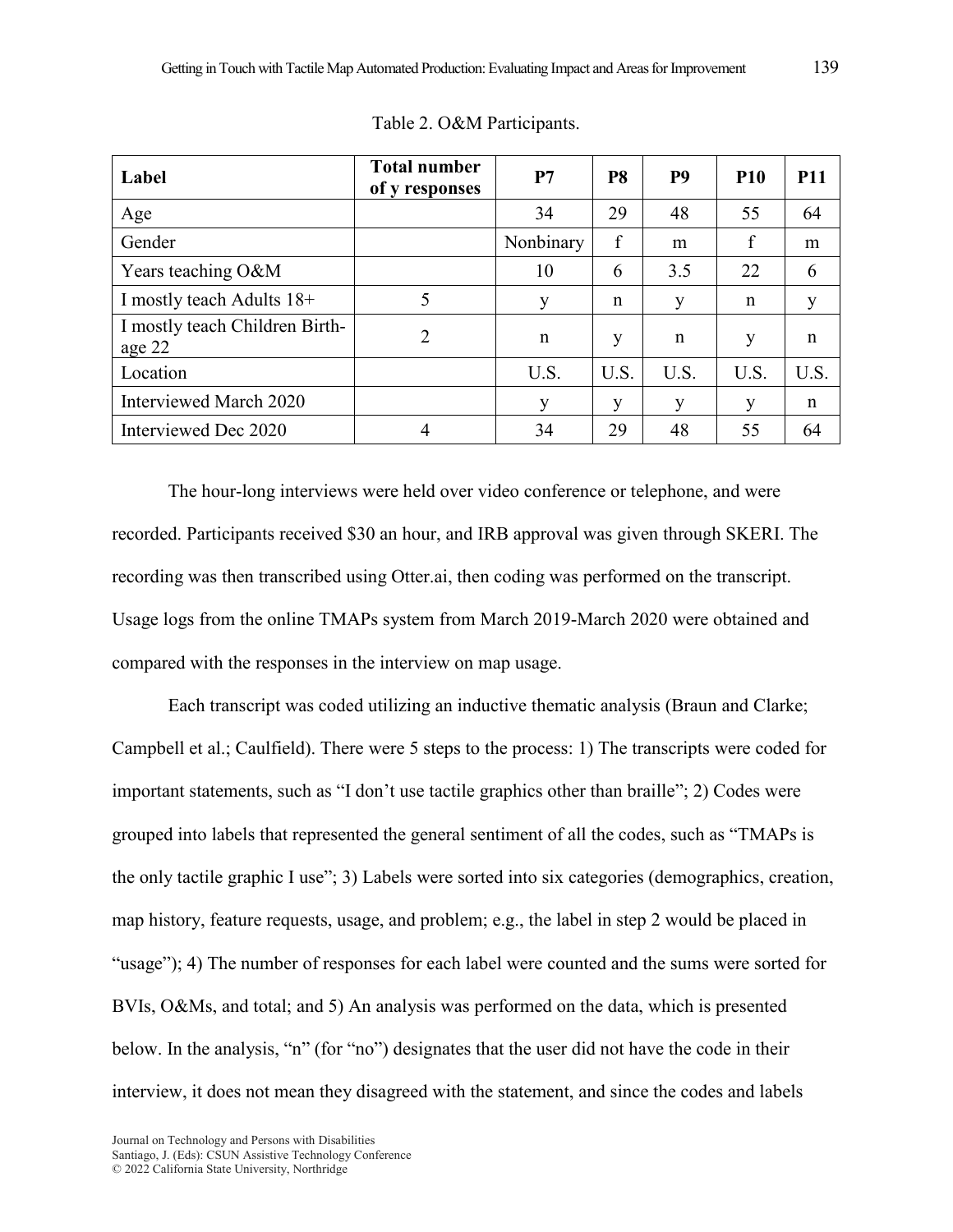Table 2. O&M Participants.

| Label | Total number of y responses | P7 | P8 | P9 | P10 | P11 |
|---|---|---|---|---|---|---|
| Age | | 34 | 29 | 48 | 55 | 64 |
| Gender | | Nonbinary | f | m | f | m |
| Years teaching O&M | | 10 | 6 | 3.5 | 22 | 6 |
| I mostly teach Adults 18+ | 5 | y | n | y | n | y |
| I mostly teach Children Birth-age 22 | 2 | n | y | n | y | n |
| Location | | U.S. | U.S. | U.S. | U.S. | U.S. |
| Interviewed March 2020 | | y | y | y | y | n |
| Interviewed Dec 2020 | 4 | 34 | 29 | 48 | 55 | 64 |

The hour-long interviews were held over video conference or telephone, and were recorded. Participants received $30 an hour, and IRB approval was given through SKERI. The recording was then transcribed using Otter.ai, then coding was performed on the transcript. Usage logs from the online TMAPs system from March 2019-March 2020 were obtained and compared with the responses in the interview on map usage.

Each transcript was coded utilizing an inductive thematic analysis (Braun and Clarke; Campbell et al.; Caulfield). There were 5 steps to the process: 1) The transcripts were coded for important statements, such as "I don't use tactile graphics other than braille"; 2) Codes were grouped into labels that represented the general sentiment of all the codes, such as "TMAPs is the only tactile graphic I use"; 3) Labels were sorted into six categories (demographics, creation, map history, feature requests, usage, and problem; e.g., the label in step 2 would be placed in "usage"); 4) The number of responses for each label were counted and the sums were sorted for BVIs, O&Ms, and total; and 5) An analysis was performed on the data, which is presented below. In the analysis, "n" (for "no") designates that the user did not have the code in their interview, it does not mean they disagreed with the statement, and since the codes and labels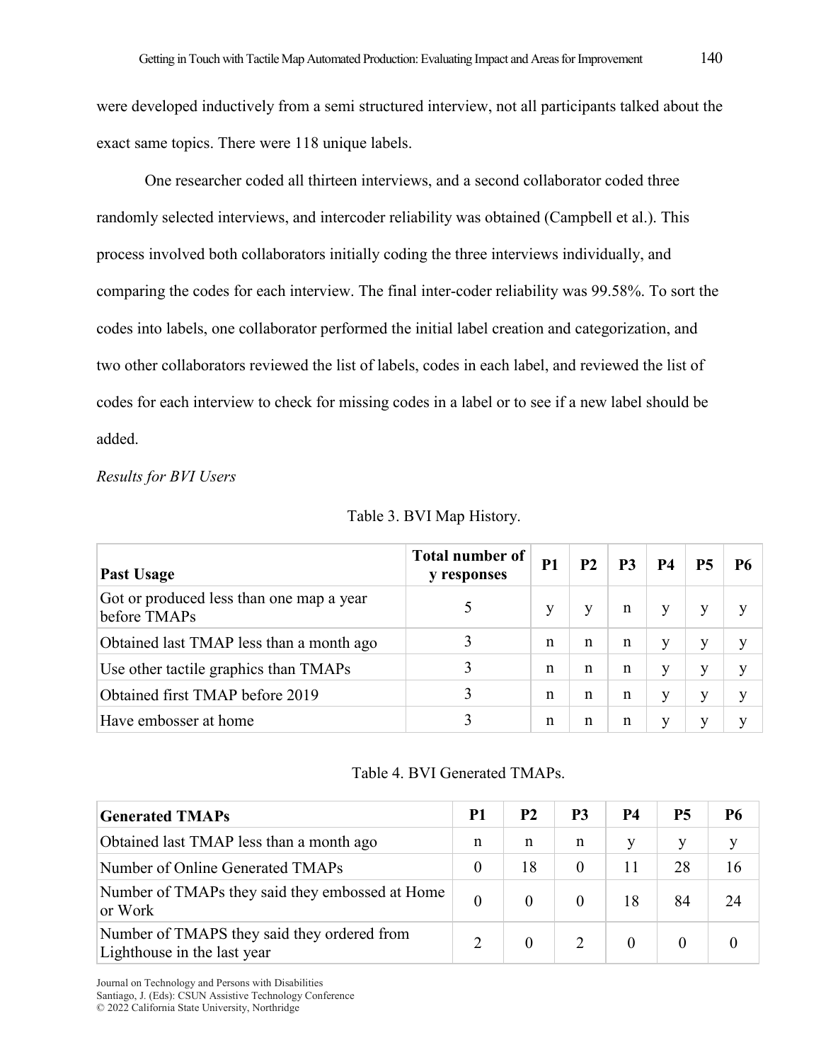were developed inductively from a semi structured interview, not all participants talked about the exact same topics. There were 118 unique labels.

One researcher coded all thirteen interviews, and a second collaborator coded three randomly selected interviews, and intercoder reliability was obtained (Campbell et al.). This process involved both collaborators initially coding the three interviews individually, and comparing the codes for each interview. The final inter-coder reliability was 99.58%. To sort the codes into labels, one collaborator performed the initial label creation and categorization, and two other collaborators reviewed the list of labels, codes in each label, and reviewed the list of codes for each interview to check for missing codes in a label or to see if a new label should be added.

*Results for BVI Users*

Table 3. BVI Map History.

| Past Usage | Total number of y responses | P1 | P2 | P3 | P4 | P5 | P6 |
|---|---|---|---|---|---|---|---|
| Got or produced less than one map a year before TMAPs | 5 | y | y | n | y | y | y |
| Obtained last TMAP less than a month ago | 3 | n | n | n | y | y | y |
| Use other tactile graphics than TMAPs | 3 | n | n | n | y | y | y |
| Obtained first TMAP before 2019 | 3 | n | n | n | y | y | y |
| Have embosser at home | 3 | n | n | n | y | y | y |

Table 4. BVI Generated TMAPs.

| Generated TMAPs | P1 | P2 | P3 | P4 | P5 | P6 |
|---|---|---|---|---|---|---|
| Obtained last TMAP less than a month ago | n | n | n | y | y | y |
| Number of Online Generated TMAPs | 0 | 18 | 0 | 11 | 28 | 16 |
| Number of TMAPs they said they embossed at Home or Work | 0 | 0 | 0 | 18 | 84 | 24 |
| Number of TMAPS they said they ordered from Lighthouse in the last year | 2 | 0 | 2 | 0 | 0 | 0 |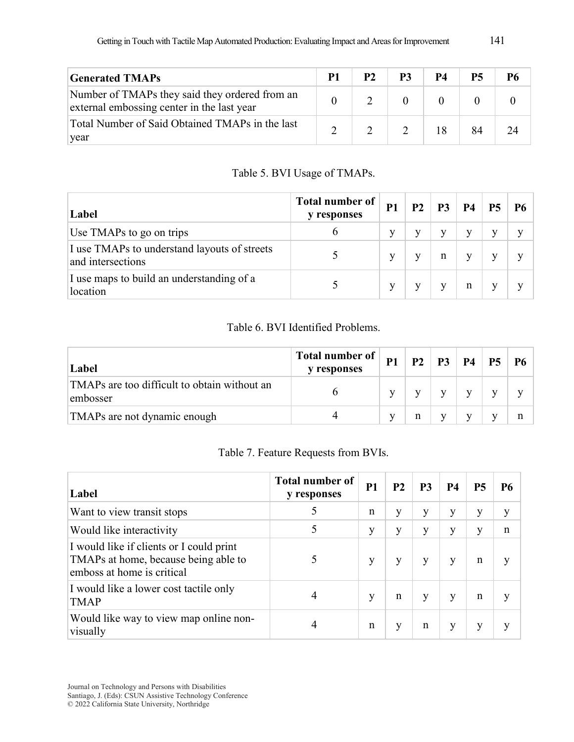| Generated TMAPs | P1 | P2 | P3 | P4 | P5 | P6 |
|---|---|---|---|---|---|---|
| Number of TMAPs they said they ordered from an external embossing center in the last year | 0 | 2 | 0 | 0 | 0 | 0 |
| Total Number of Said Obtained TMAPs in the last year | 2 | 2 | 2 | 18 | 84 | 24 |

Table 5. BVI Usage of TMAPs.

| Label | Total number of y responses | P1 | P2 | P3 | P4 | P5 | P6 |
|---|---|---|---|---|---|---|---|
| Use TMAPs to go on trips | 6 | y | y | y | y | y | y |
| I use TMAPs to understand layouts of streets and intersections | 5 | y | y | n | y | y | y |
| I use maps to build an understanding of a location | 5 | y | y | y | n | y | y |

Table 6. BVI Identified Problems.

| Label | Total number of y responses | P1 | P2 | P3 | P4 | P5 | P6 |
|---|---|---|---|---|---|---|---|
| TMAPs are too difficult to obtain without an embosser | 6 | y | y | y | y | y | y |
| TMAPs are not dynamic enough | 4 | y | n | y | y | y | n |

Table 7. Feature Requests from BVIs.

| Label | Total number of y responses | P1 | P2 | P3 | P4 | P5 | P6 |
|---|---|---|---|---|---|---|---|
| Want to view transit stops | 5 | n | y | y | y | y | y |
| Would like interactivity | 5 | y | y | y | y | y | n |
| I would like if clients or I could print TMAPs at home, because being able to emboss at home is critical | 5 | y | y | y | y | n | y |
| I would like a lower cost tactile only TMAP | 4 | y | n | y | y | n | y |
| Would like way to view map online non-visually | 4 | n | y | n | y | y | y |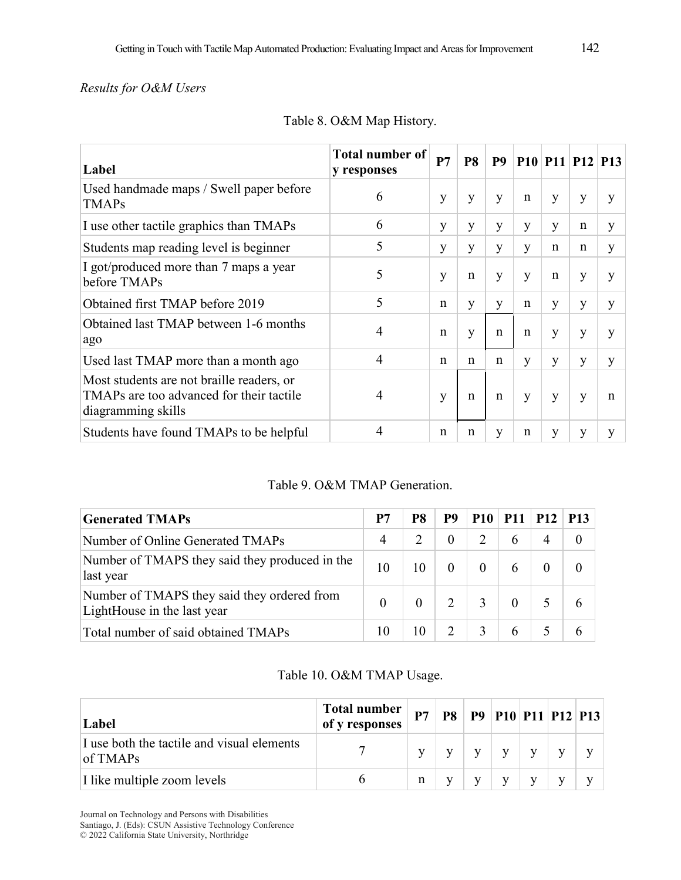*Results for O&M Users*

Table 8. O&M Map History.

| Label | Total number of y responses | P7 | P8 | P9 | P10 | P11 | P12 | P13 |
|---|---|---|---|---|---|---|---|---|
| Used handmade maps / Swell paper before TMAPs | 6 | y | y | y | n | y | y | y |
| I use other tactile graphics than TMAPs | 6 | y | y | y | y | y | n | y |
| Students map reading level is beginner | 5 | y | y | y | y | n | n | y |
| I got/produced more than 7 maps a year before TMAPs | 5 | y | n | y | y | n | y | y |
| Obtained first TMAP before 2019 | 5 | n | y | y | n | y | y | y |
| Obtained last TMAP between 1-6 months ago | 4 | n | y | n | n | y | y | y |
| Used last TMAP more than a month ago | 4 | n | n | n | y | y | y | y |
| Most students are not braille readers, or TMAPs are too advanced for their tactile diagramming skills | 4 | y | n | n | y | y | y | n |
| Students have found TMAPs to be helpful | 4 | n | n | y | n | y | y | y |

Table 9. O&M TMAP Generation.

| Generated TMAPs | P7 | P8 | P9 | P10 | P11 | P12 | P13 |
|---|---|---|---|---|---|---|---|
| Number of Online Generated TMAPs | 4 | 2 | 0 | 2 | 6 | 4 | 0 |
| Number of TMAPS they said they produced in the last year | 10 | 10 | 0 | 0 | 6 | 0 | 0 |
| Number of TMAPS they said they ordered from LightHouse in the last year | 0 | 0 | 2 | 3 | 0 | 5 | 6 |
| Total number of said obtained TMAPs | 10 | 10 | 2 | 3 | 6 | 5 | 6 |

Table 10. O&M TMAP Usage.

| Label | Total number of y responses | P7 | P8 | P9 | P10 | P11 | P12 | P13 |
|---|---|---|---|---|---|---|---|---|
| I use both the tactile and visual elements of TMAPs | 7 | y | y | y | y | y | y | y |
| I like multiple zoom levels | 6 | n | y | y | y | y | y | y |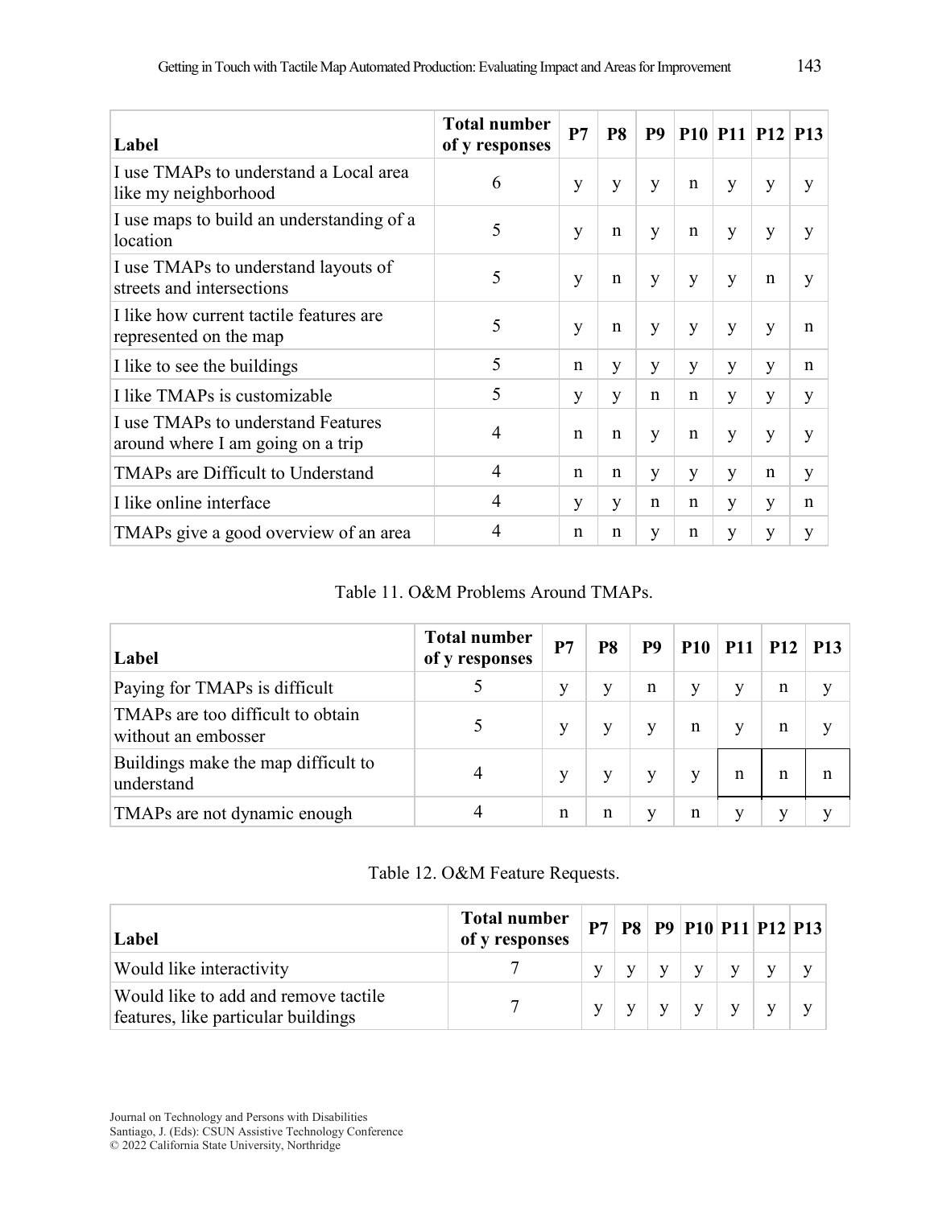| Label | Total number of y responses | P7 | P8 | P9 | P10 | P11 | P12 | P13 |
|---|---|---|---|---|---|---|---|---|
| I use TMAPs to understand a Local area like my neighborhood | 6 | y | y | y | n | y | y | y |
| I use maps to build an understanding of a location | 5 | y | n | y | n | y | y | y |
| I use TMAPs to understand layouts of streets and intersections | 5 | y | n | y | y | y | n | y |
| I like how current tactile features are represented on the map | 5 | y | n | y | y | y | y | n |
| I like to see the buildings | 5 | n | y | y | y | y | y | n |
| I like TMAPs is customizable | 5 | y | y | n | n | y | y | y |
| I use TMAPs to understand Features around where I am going on a trip | 4 | n | n | y | n | y | y | y |
| TMAPs are Difficult to Understand | 4 | n | n | y | y | y | n | y |
| I like online interface | 4 | y | y | n | n | y | y | n |
| TMAPs give a good overview of an area | 4 | n | n | y | n | y | y | y |

Table 11. O&M Problems Around TMAPs.

| Label | Total number of y responses | P7 | P8 | P9 | P10 | P11 | P12 | P13 |
|---|---|---|---|---|---|---|---|---|
| Paying for TMAPs is difficult | 5 | y | y | n | y | y | n | y |
| TMAPs are too difficult to obtain without an embosser | 5 | y | y | y | n | y | n | y |
| Buildings make the map difficult to understand | 4 | y | y | y | y | n | n | n |
| TMAPs are not dynamic enough | 4 | n | n | y | n | y | y | y |

Table 12. O&M Feature Requests.

| Label | Total number of y responses | P7 | P8 | P9 | P10 | P11 | P12 | P13 |
|---|---|---|---|---|---|---|---|---|
| Would like interactivity | 7 | y | y | y | y | y | y | y |
| Would like to add and remove tactile features, like particular buildings | 7 | y | y | y | y | y | y | y |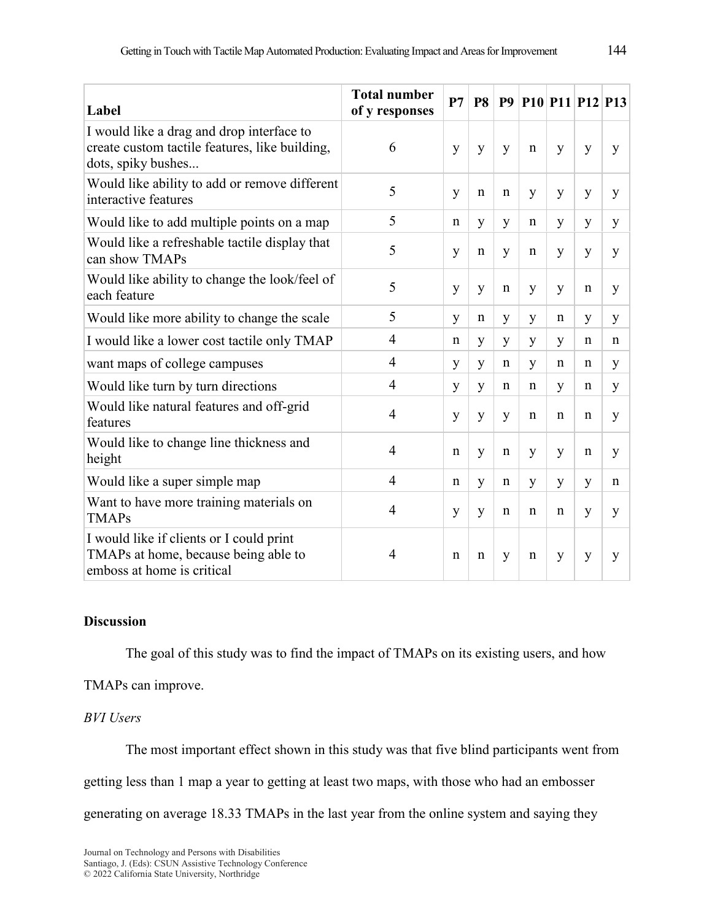| Label | Total number of y responses | P7 | P8 | P9 | P10 | P11 | P12 | P13 |
|---|---|---|---|---|---|---|---|---|
| I would like a drag and drop interface to create custom tactile features, like building, dots, spiky bushes... | 6 | y | y | y | n | y | y | y |
| Would like ability to add or remove different interactive features | 5 | y | n | n | y | y | y | y |
| Would like to add multiple points on a map | 5 | n | y | y | n | y | y | y |
| Would like a refreshable tactile display that can show TMAPs | 5 | y | n | y | n | y | y | y |
| Would like ability to change the look/feel of each feature | 5 | y | y | n | y | y | n | y |
| Would like more ability to change the scale | 5 | y | n | y | y | n | y | y |
| I would like a lower cost tactile only TMAP | 4 | n | y | y | y | y | n | n |
| want maps of college campuses | 4 | y | y | n | y | n | n | y |
| Would like turn by turn directions | 4 | y | y | n | n | y | n | y |
| Would like natural features and off-grid features | 4 | y | y | y | n | n | n | y |
| Would like to change line thickness and height | 4 | n | y | n | y | y | n | y |
| Would like a super simple map | 4 | n | y | n | y | y | y | n |
| Want to have more training materials on TMAPs | 4 | y | y | n | n | n | y | y |
| I would like if clients or I could print TMAPs at home, because being able to emboss at home is critical | 4 | n | n | y | n | y | y | y |

## Discussion

The goal of this study was to find the impact of TMAPs on its existing users, and how TMAPs can improve.

### *BVI Users*

The most important effect shown in this study was that five blind participants went from getting less than 1 map a year to getting at least two maps, with those who had an embosser generating on average 18.33 TMAPs in the last year from the online system and saying they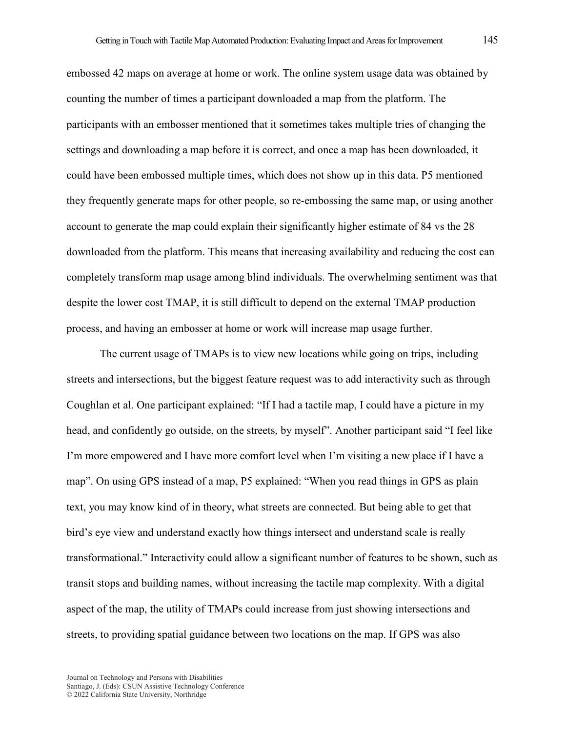embossed 42 maps on average at home or work. The online system usage data was obtained by counting the number of times a participant downloaded a map from the platform. The participants with an embosser mentioned that it sometimes takes multiple tries of changing the settings and downloading a map before it is correct, and once a map has been downloaded, it could have been embossed multiple times, which does not show up in this data. P5 mentioned they frequently generate maps for other people, so re-embossing the same map, or using another account to generate the map could explain their significantly higher estimate of 84 vs the 28 downloaded from the platform. This means that increasing availability and reducing the cost can completely transform map usage among blind individuals. The overwhelming sentiment was that despite the lower cost TMAP, it is still difficult to depend on the external TMAP production process, and having an embosser at home or work will increase map usage further.

The current usage of TMAPs is to view new locations while going on trips, including streets and intersections, but the biggest feature request was to add interactivity such as through Coughlan et al. One participant explained: "If I had a tactile map, I could have a picture in my head, and confidently go outside, on the streets, by myself". Another participant said "I feel like I'm more empowered and I have more comfort level when I'm visiting a new place if I have a map". On using GPS instead of a map, P5 explained: "When you read things in GPS as plain text, you may know kind of in theory, what streets are connected. But being able to get that bird's eye view and understand exactly how things intersect and understand scale is really transformational." Interactivity could allow a significant number of features to be shown, such as transit stops and building names, without increasing the tactile map complexity. With a digital aspect of the map, the utility of TMAPs could increase from just showing intersections and streets, to providing spatial guidance between two locations on the map. If GPS was also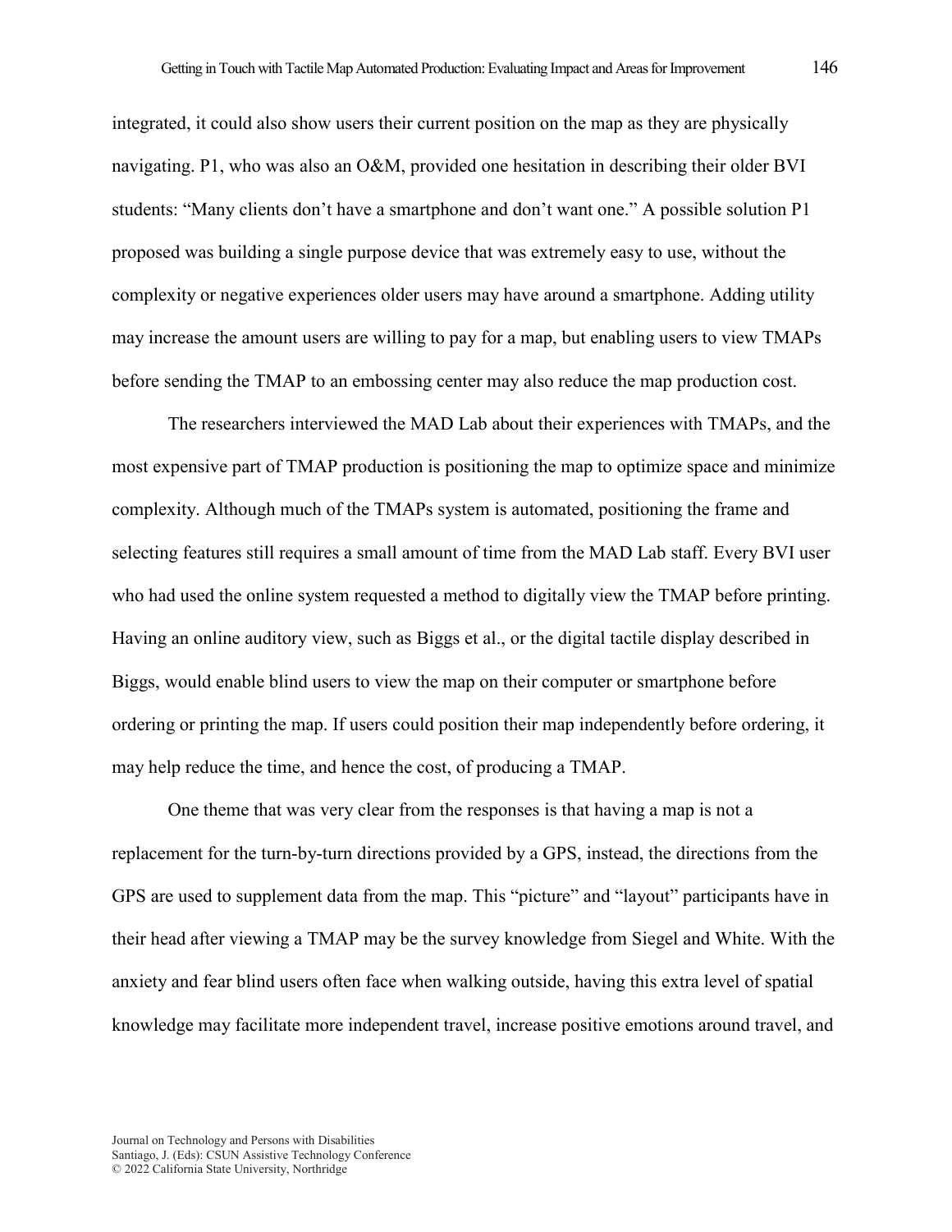integrated, it could also show users their current position on the map as they are physically navigating. P1, who was also an O&M, provided one hesitation in describing their older BVI students: “Many clients don’t have a smartphone and don’t want one.” A possible solution P1 proposed was building a single purpose device that was extremely easy to use, without the complexity or negative experiences older users may have around a smartphone. Adding utility may increase the amount users are willing to pay for a map, but enabling users to view TMAPs before sending the TMAP to an embossing center may also reduce the map production cost.

The researchers interviewed the MAD Lab about their experiences with TMAPs, and the most expensive part of TMAP production is positioning the map to optimize space and minimize complexity. Although much of the TMAPs system is automated, positioning the frame and selecting features still requires a small amount of time from the MAD Lab staff. Every BVI user who had used the online system requested a method to digitally view the TMAP before printing. Having an online auditory view, such as Biggs et al., or the digital tactile display described in Biggs, would enable blind users to view the map on their computer or smartphone before ordering or printing the map. If users could position their map independently before ordering, it may help reduce the time, and hence the cost, of producing a TMAP.

One theme that was very clear from the responses is that having a map is not a replacement for the turn-by-turn directions provided by a GPS, instead, the directions from the GPS are used to supplement data from the map. This “picture” and “layout” participants have in their head after viewing a TMAP may be the survey knowledge from Siegel and White. With the anxiety and fear blind users often face when walking outside, having this extra level of spatial knowledge may facilitate more independent travel, increase positive emotions around travel, and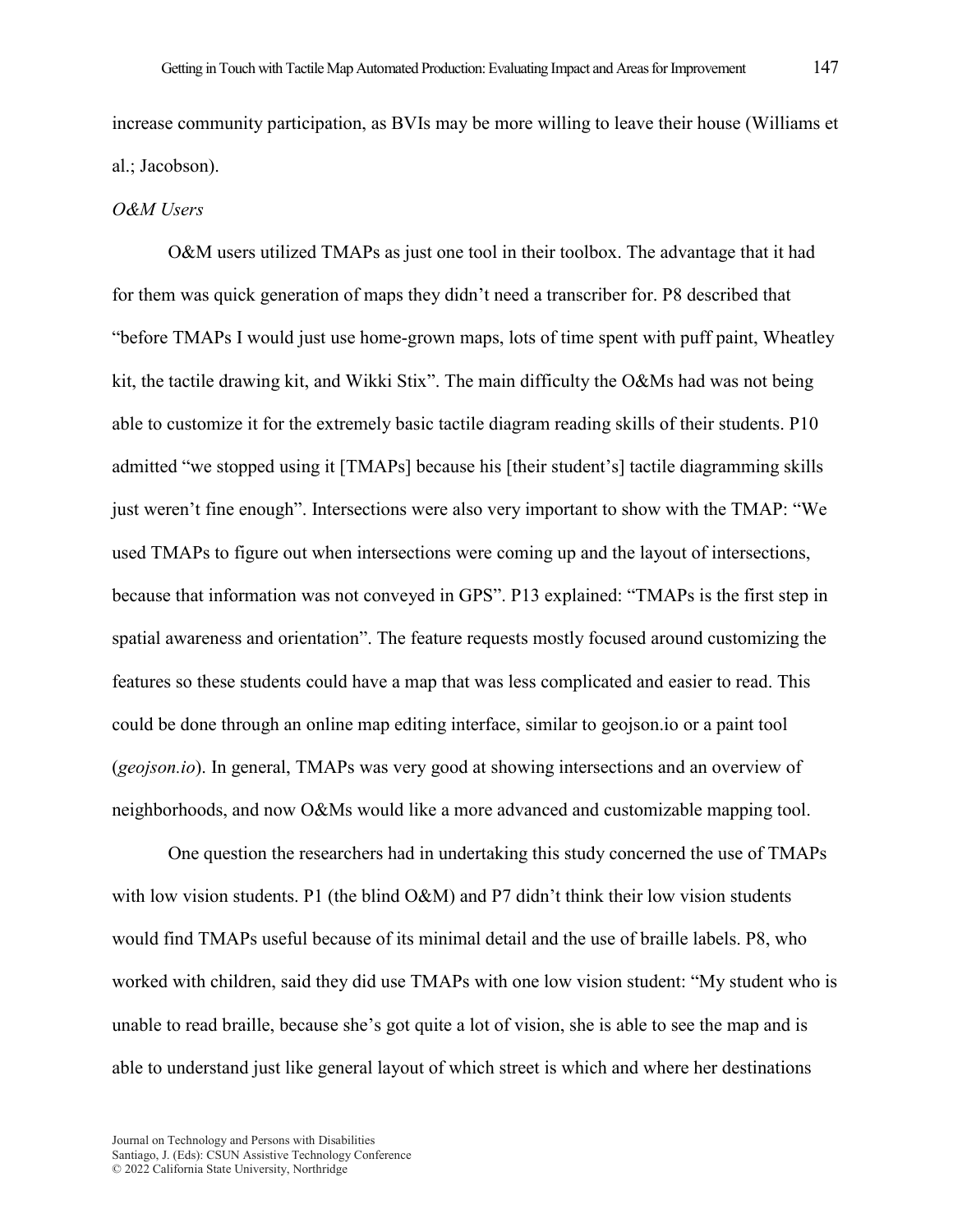increase community participation, as BVIs may be more willing to leave their house (Williams et al.; Jacobson).

*O&M Users*

O&M users utilized TMAPs as just one tool in their toolbox. The advantage that it had for them was quick generation of maps they didn't need a transcriber for. P8 described that "before TMAPs I would just use home-grown maps, lots of time spent with puff paint, Wheatley kit, the tactile drawing kit, and Wikki Stix". The main difficulty the O&Ms had was not being able to customize it for the extremely basic tactile diagram reading skills of their students. P10 admitted "we stopped using it [TMAPs] because his [their student's] tactile diagramming skills just weren't fine enough". Intersections were also very important to show with the TMAP: "We used TMAPs to figure out when intersections were coming up and the layout of intersections, because that information was not conveyed in GPS". P13 explained: "TMAPs is the first step in spatial awareness and orientation". The feature requests mostly focused around customizing the features so these students could have a map that was less complicated and easier to read. This could be done through an online map editing interface, similar to geojson.io or a paint tool (*geojson.io*). In general, TMAPs was very good at showing intersections and an overview of neighborhoods, and now O&Ms would like a more advanced and customizable mapping tool.

One question the researchers had in undertaking this study concerned the use of TMAPs with low vision students. P1 (the blind O&M) and P7 didn't think their low vision students would find TMAPs useful because of its minimal detail and the use of braille labels. P8, who worked with children, said they did use TMAPs with one low vision student: "My student who is unable to read braille, because she's got quite a lot of vision, she is able to see the map and is able to understand just like general layout of which street is which and where her destinations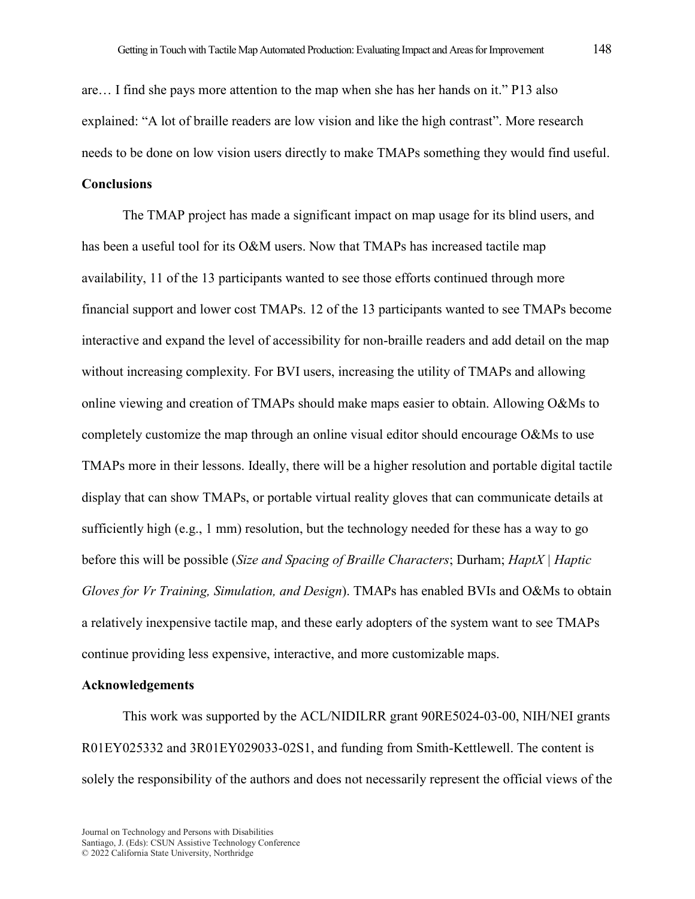are… I find she pays more attention to the map when she has her hands on it." P13 also explained: "A lot of braille readers are low vision and like the high contrast". More research needs to be done on low vision users directly to make TMAPs something they would find useful.

## Conclusions

The TMAP project has made a significant impact on map usage for its blind users, and has been a useful tool for its O&M users. Now that TMAPs has increased tactile map availability, 11 of the 13 participants wanted to see those efforts continued through more financial support and lower cost TMAPs. 12 of the 13 participants wanted to see TMAPs become interactive and expand the level of accessibility for non-braille readers and add detail on the map without increasing complexity. For BVI users, increasing the utility of TMAPs and allowing online viewing and creation of TMAPs should make maps easier to obtain. Allowing O&Ms to completely customize the map through an online visual editor should encourage O&Ms to use TMAPs more in their lessons. Ideally, there will be a higher resolution and portable digital tactile display that can show TMAPs, or portable virtual reality gloves that can communicate details at sufficiently high (e.g., 1 mm) resolution, but the technology needed for these has a way to go before this will be possible (*Size and Spacing of Braille Characters*; Durham; *HaptX | Haptic Gloves for Vr Training, Simulation, and Design*). TMAPs has enabled BVIs and O&Ms to obtain a relatively inexpensive tactile map, and these early adopters of the system want to see TMAPs continue providing less expensive, interactive, and more customizable maps.

## Acknowledgements

This work was supported by the ACL/NIDILRR grant 90RE5024-03-00, NIH/NEI grants R01EY025332 and 3R01EY029033-02S1, and funding from Smith-Kettlewell. The content is solely the responsibility of the authors and does not necessarily represent the official views of the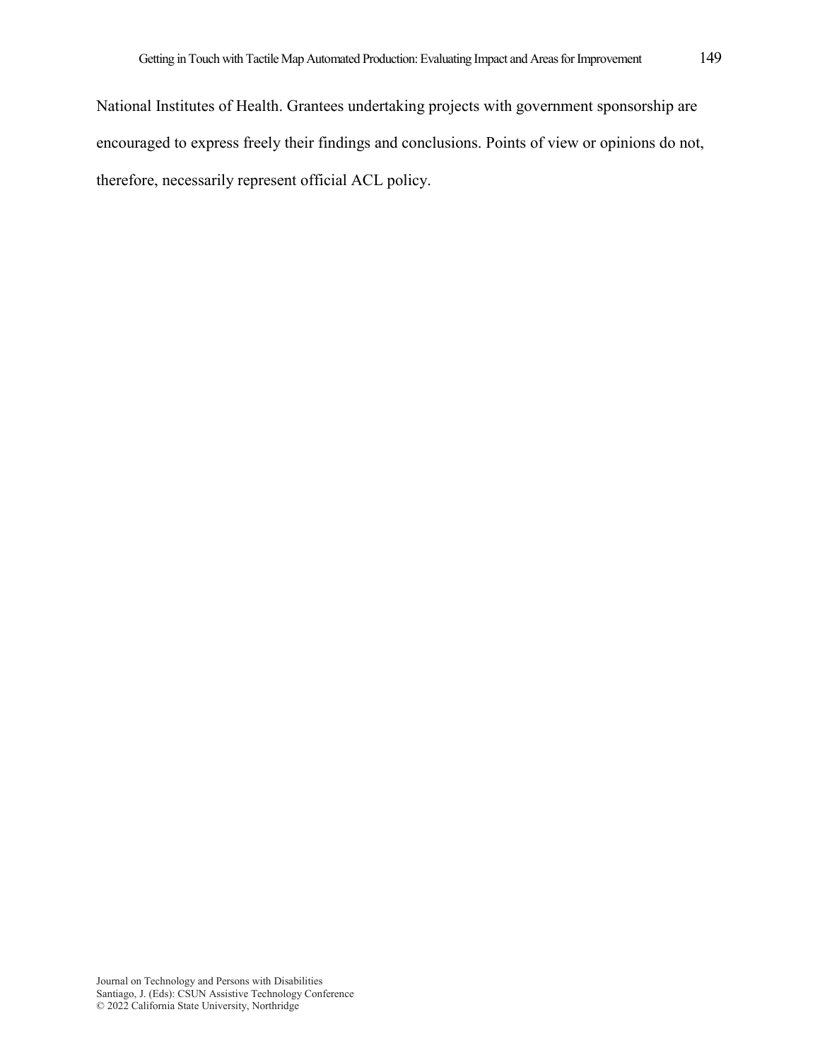National Institutes of Health. Grantees undertaking projects with government sponsorship are encouraged to express freely their findings and conclusions. Points of view or opinions do not, therefore, necessarily represent official ACL policy.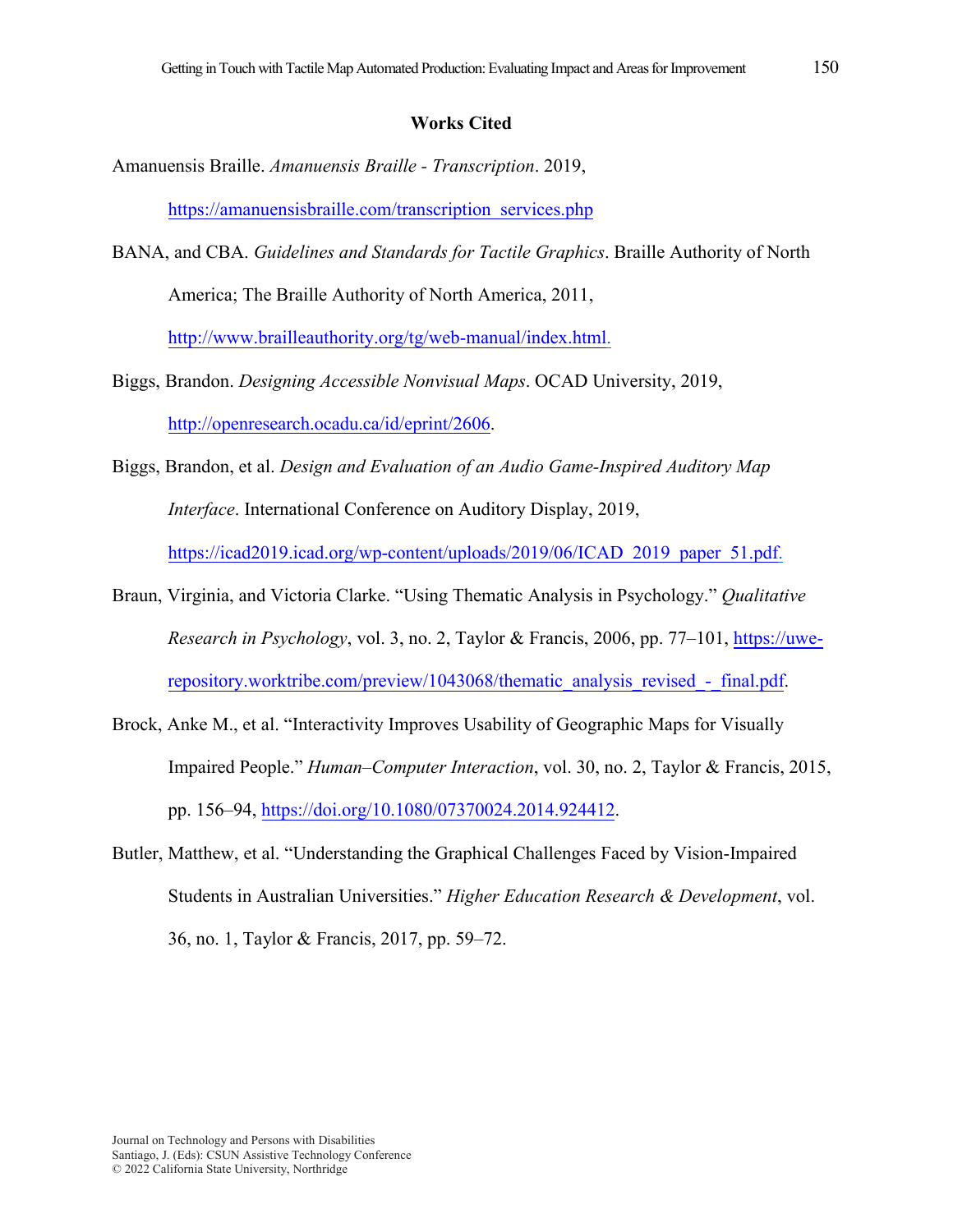## Works Cited

Amanuensis Braille. *Amanuensis Braille - Transcription*. 2019, https://amanuensisbraille.com/transcription_services.php

BANA, and CBA. *Guidelines and Standards for Tactile Graphics*. Braille Authority of North America; The Braille Authority of North America, 2011, http://www.brailleauthority.org/tg/web-manual/index.html.

Biggs, Brandon. *Designing Accessible Nonvisual Maps*. OCAD University, 2019, http://openresearch.ocadu.ca/id/eprint/2606.

Biggs, Brandon, et al. *Design and Evaluation of an Audio Game-Inspired Auditory Map Interface*. International Conference on Auditory Display, 2019, https://icad2019.icad.org/wp-content/uploads/2019/06/ICAD_2019_paper_51.pdf.

Braun, Virginia, and Victoria Clarke. "Using Thematic Analysis in Psychology." *Qualitative Research in Psychology*, vol. 3, no. 2, Taylor & Francis, 2006, pp. 77–101, https://uwe-repository.worktribe.com/preview/1043068/thematic_analysis_revised_-_final.pdf.

Brock, Anke M., et al. "Interactivity Improves Usability of Geographic Maps for Visually Impaired People." *Human–Computer Interaction*, vol. 30, no. 2, Taylor & Francis, 2015, pp. 156–94, https://doi.org/10.1080/07370024.2014.924412.

Butler, Matthew, et al. "Understanding the Graphical Challenges Faced by Vision-Impaired Students in Australian Universities." *Higher Education Research & Development*, vol. 36, no. 1, Taylor & Francis, 2017, pp. 59–72.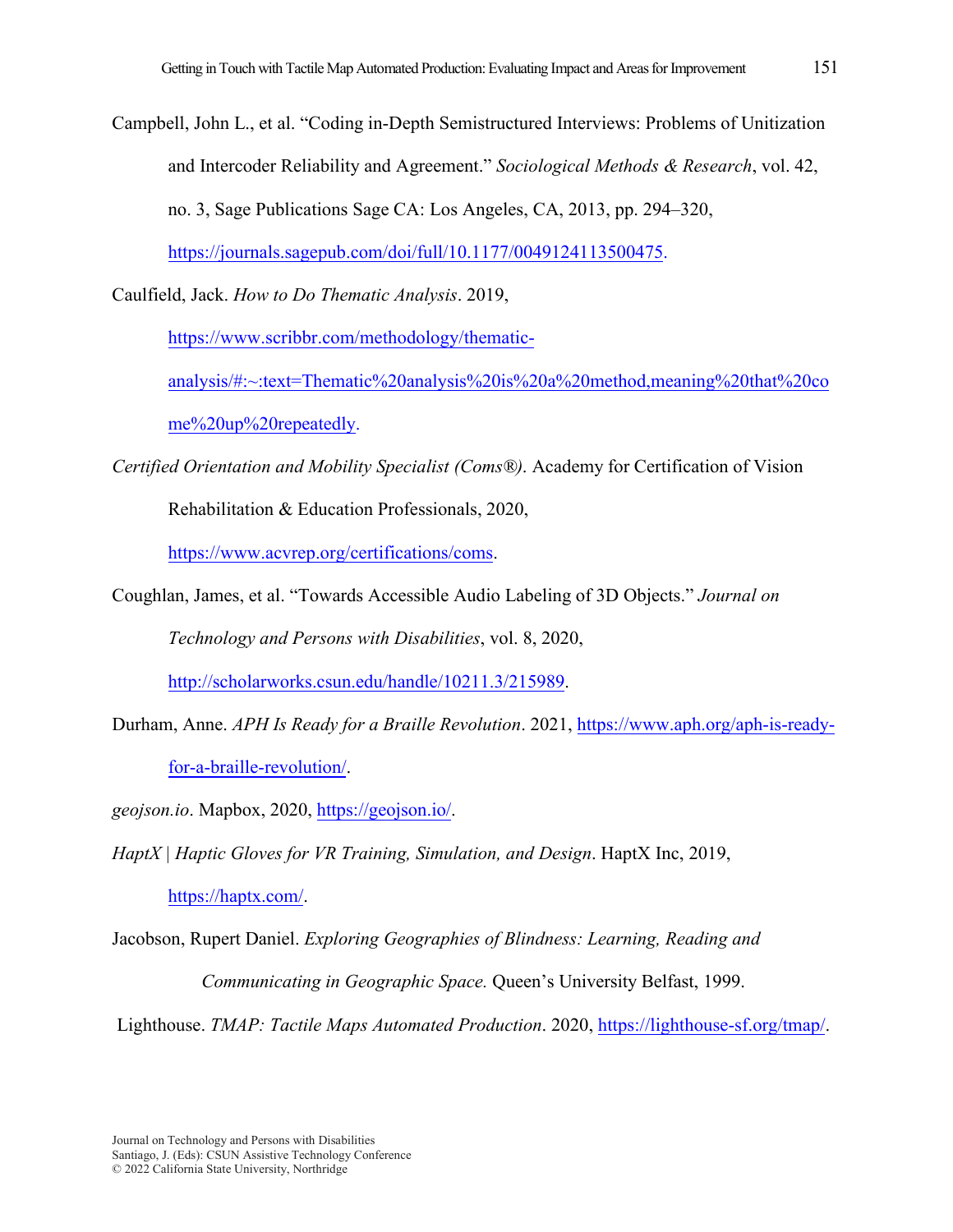Campbell, John L., et al. "Coding in-Depth Semistructured Interviews: Problems of Unitization and Intercoder Reliability and Agreement." *Sociological Methods & Research*, vol. 42, no. 3, Sage Publications Sage CA: Los Angeles, CA, 2013, pp. 294–320, https://journals.sagepub.com/doi/full/10.1177/0049124113500475.

Caulfield, Jack. *How to Do Thematic Analysis*. 2019, https://www.scribbr.com/methodology/thematic-analysis/#:~:text=Thematic%20analysis%20is%20a%20method,meaning%20that%20come%20up%20repeatedly.

*Certified Orientation and Mobility Specialist (Coms®)*. Academy for Certification of Vision Rehabilitation & Education Professionals, 2020, https://www.acvrep.org/certifications/coms.

Coughlan, James, et al. "Towards Accessible Audio Labeling of 3D Objects." *Journal on Technology and Persons with Disabilities*, vol. 8, 2020, http://scholarworks.csun.edu/handle/10211.3/215989.

Durham, Anne. *APH Is Ready for a Braille Revolution*. 2021, https://www.aph.org/aph-is-ready-for-a-braille-revolution/.

*geojson.io*. Mapbox, 2020, https://geojson.io/.

*HaptX | Haptic Gloves for VR Training, Simulation, and Design*. HaptX Inc, 2019, https://haptx.com/.

Jacobson, Rupert Daniel. *Exploring Geographies of Blindness: Learning, Reading and Communicating in Geographic Space.* Queen's University Belfast, 1999.

Lighthouse. *TMAP: Tactile Maps Automated Production*. 2020, https://lighthouse-sf.org/tmap/.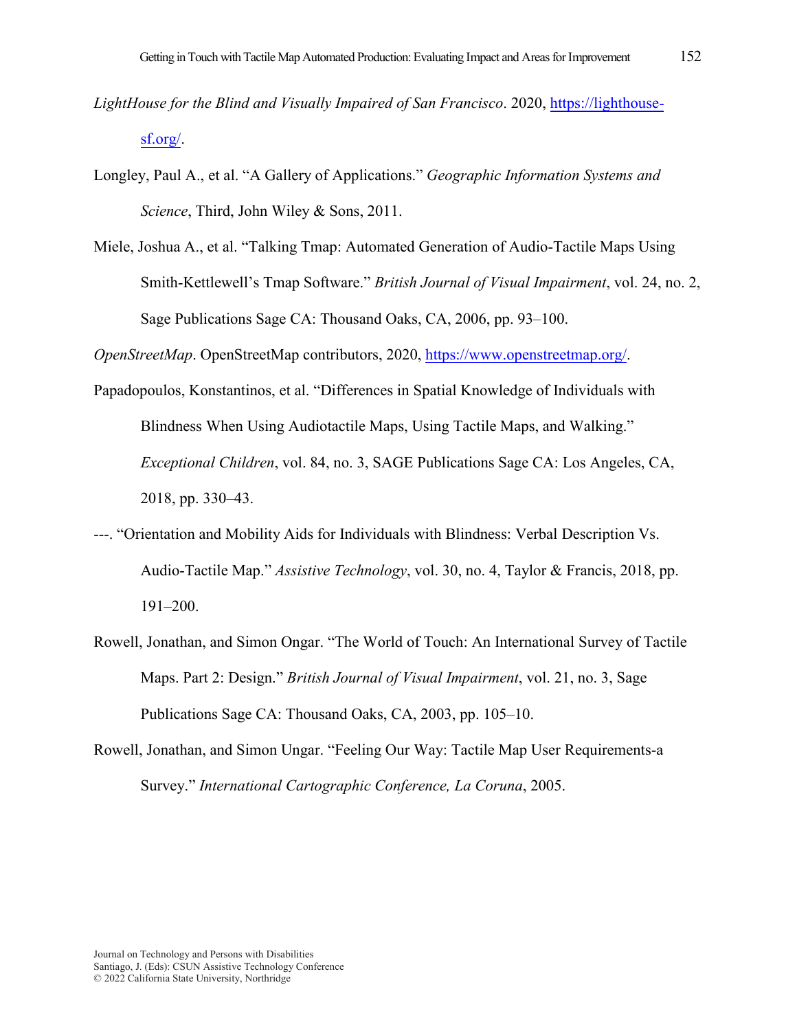*LightHouse for the Blind and Visually Impaired of San Francisco*. 2020, https://lighthouse-sf.org/.

Longley, Paul A., et al. "A Gallery of Applications." *Geographic Information Systems and Science*, Third, John Wiley & Sons, 2011.

Miele, Joshua A., et al. "Talking Tmap: Automated Generation of Audio-Tactile Maps Using Smith-Kettlewell's Tmap Software." *British Journal of Visual Impairment*, vol. 24, no. 2, Sage Publications Sage CA: Thousand Oaks, CA, 2006, pp. 93–100.

*OpenStreetMap*. OpenStreetMap contributors, 2020, https://www.openstreetmap.org/.

Papadopoulos, Konstantinos, et al. "Differences in Spatial Knowledge of Individuals with Blindness When Using Audiotactile Maps, Using Tactile Maps, and Walking." *Exceptional Children*, vol. 84, no. 3, SAGE Publications Sage CA: Los Angeles, CA, 2018, pp. 330–43.

---. "Orientation and Mobility Aids for Individuals with Blindness: Verbal Description Vs. Audio-Tactile Map." *Assistive Technology*, vol. 30, no. 4, Taylor & Francis, 2018, pp. 191–200.

Rowell, Jonathan, and Simon Ongar. "The World of Touch: An International Survey of Tactile Maps. Part 2: Design." *British Journal of Visual Impairment*, vol. 21, no. 3, Sage Publications Sage CA: Thousand Oaks, CA, 2003, pp. 105–10.

Rowell, Jonathan, and Simon Ungar. "Feeling Our Way: Tactile Map User Requirements-a Survey." *International Cartographic Conference, La Coruna*, 2005.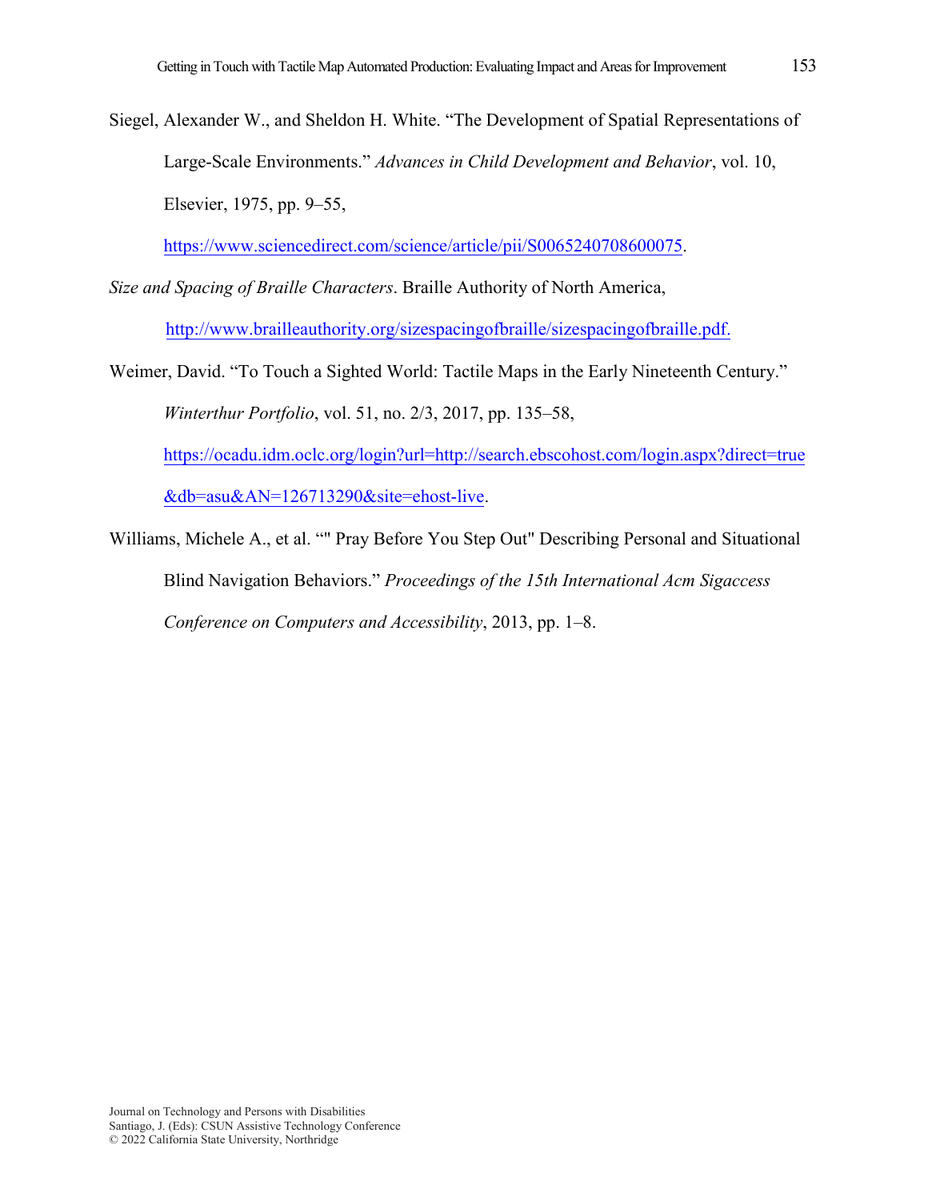Siegel, Alexander W., and Sheldon H. White. "The Development of Spatial Representations of Large-Scale Environments." *Advances in Child Development and Behavior*, vol. 10, Elsevier, 1975, pp. 9–55, https://www.sciencedirect.com/science/article/pii/S0065240708600075.

*Size and Spacing of Braille Characters*. Braille Authority of North America, http://www.brailleauthority.org/sizespacingofbraille/sizespacingofbraille.pdf.

Weimer, David. "To Touch a Sighted World: Tactile Maps in the Early Nineteenth Century." *Winterthur Portfolio*, vol. 51, no. 2/3, 2017, pp. 135–58, https://ocadu.idm.oclc.org/login?url=http://search.ebscohost.com/login.aspx?direct=true&db=asu&AN=126713290&site=ehost-live.

Williams, Michele A., et al. "" Pray Before You Step Out" Describing Personal and Situational Blind Navigation Behaviors." *Proceedings of the 15th International Acm Sigaccess Conference on Computers and Accessibility*, 2013, pp. 1–8.